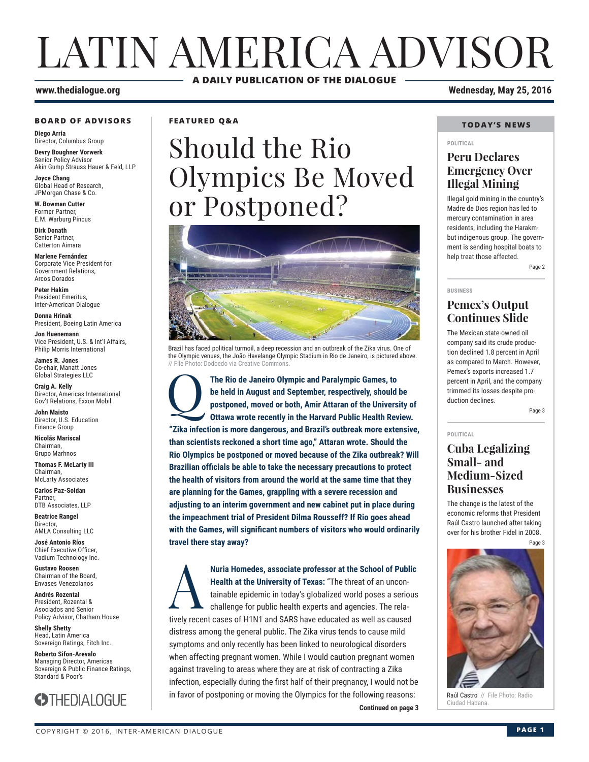// LATIN AMERICA ADVISOR

A DAILY PUBLICATION OF THE DIALOGUE

www.thedialogue.org

Wednesday, May 25, 2016

**BOARD OF ADVISORS**

**Diego Arria**
Director, Columbus Group

**Devry Boughner Vorwerk**
Senior Policy Advisor
Akin Gump Strauss Hauer & Feld, LLP

**Joyce Chang**
Global Head of Research,
JPMorgan Chase & Co.

**W. Bowman Cutter**
Former Partner,
E.M. Warburg Pincus

**Dirk Donath**
Senior Partner,
Catterton Aimara

**Marlene Fernández**
Corporate Vice President for Government Relations,
Arcos Dorados

**Peter Hakim**
President Emeritus,
Inter-American Dialogue

**Donna Hrinak**
President, Boeing Latin America

**Jon Huenemann**
Vice President, U.S. & Int'l Affairs,
Philip Morris International

**James R. Jones**
Co-chair, Manatt Jones
Global Strategies LLC

**Craig A. Kelly**
Director, Americas International
Gov't Relations, Exxon Mobil

**John Maisto**
Director, U.S. Education
Finance Group

**Nicolás Mariscal**
Chairman,
Grupo Marhnos

**Thomas F. McLarty III**
Chairman,
McLarty Associates

**Carlos Paz-Soldan**
Partner,
DTB Associates, LLP

**Beatrice Rangel**
Director,
AMLA Consulting LLC

**José Antonio Ríos**
Chief Executive Officer,
Vadium Technology Inc.

**Gustavo Roosen**
Chairman of the Board,
Envases Venezolanos

**Andrés Rozental**
President, Rozental &
Asociados and Senior
Policy Advisor, Chatham House

**Shelly Shetty**
Head, Latin America
Sovereign Ratings, Fitch Inc.

**Roberto Sifon-Arevalo**
Managing Director, Americas
Sovereign & Public Finance Ratings,
Standard & Poor's

THEDIALOGUE

**FEATURED Q&A**

# Should the Rio Olympics Be Moved or Postponed?

Brazil has faced political turmoil, a deep recession and an outbreak of the Zika virus. One of the Olympic venues, the João Havelange Olympic Stadium in Rio de Janeiro, is pictured above. // File Photo: Dodoedo via Creative Commons.

**Q: The Rio de Janeiro Olympic and Paralympic Games, to be held in August and September, respectively, should be postponed, moved or both, Amir Attaran of the University of Ottawa wrote recently in the Harvard Public Health Review. "Zika infection is more dangerous, and Brazil's outbreak more extensive, than scientists reckoned a short time ago," Attaran wrote. Should the Rio Olympics be postponed or moved because of the Zika outbreak? Will Brazilian officials be able to take the necessary precautions to protect the health of visitors from around the world at the same time that they are planning for the Games, grappling with a severe recession and adjusting to an interim government and new cabinet put in place during the impeachment trial of President Dilma Rousseff? If Rio goes ahead with the Games, will significant numbers of visitors who would ordinarily travel there stay away?**

**A: Nuria Homedes, associate professor at the School of Public Health at the University of Texas:** "The threat of an uncontainable epidemic in today's globalized world poses a serious challenge for public health experts and agencies. The relatively recent cases of H1N1 and SARS have educated as well as caused distress among the general public. The Zika virus tends to cause mild symptoms and only recently has been linked to neurological disorders when affecting pregnant women. While I would caution pregnant women against traveling to areas where they are at risk of contracting a Zika infection, especially during the first half of their pregnancy, I would not be in favor of postponing or moving the Olympics for the following reasons:

**Continued on page 3**

**TODAY'S NEWS**

POLITICAL

## Peru Declares Emergency Over Illegal Mining

Illegal gold mining in the country's Madre de Dios region has led to mercury contamination in area residents, including the Harakmbut indigenous group. The government is sending hospital boats to help treat those affected.

Page 2

BUSINESS

## Pemex's Output Continues Slide

The Mexican state-owned oil company said its crude production declined 1.8 percent in April as compared to March. However, Pemex's exports increased 1.7 percent in April, and the company trimmed its losses despite production declines.

Page 3

POLITICAL

## Cuba Legalizing Small- and Medium-Sized Businesses

The change is the latest of the economic reforms that President Raúl Castro launched after taking over for his brother Fidel in 2008.

Page 3

Raúl Castro // File Photo: Radio Ciudad Habana.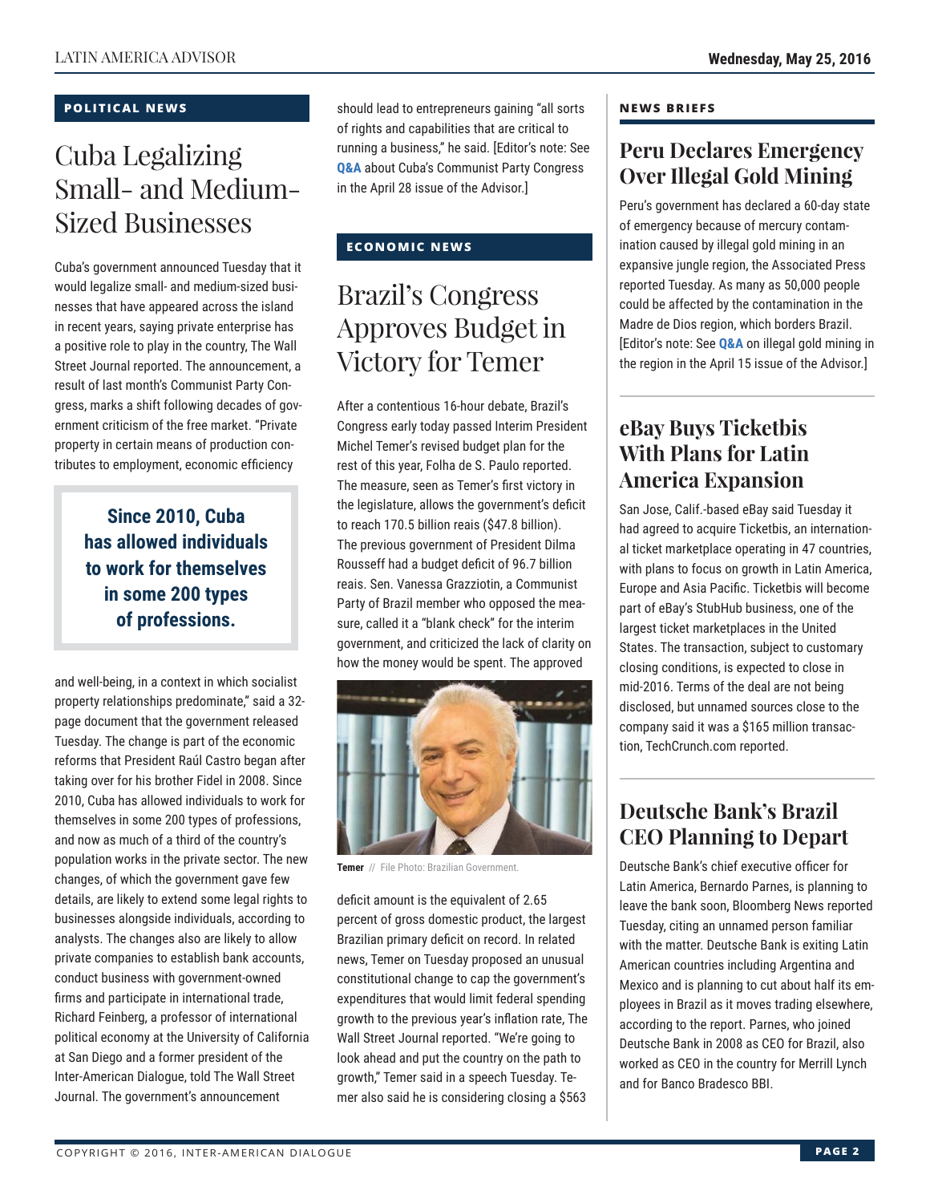## POLITICAL NEWS

# Cuba Legalizing Small- and Medium-Sized Businesses

Cuba's government announced Tuesday that it would legalize small- and medium-sized businesses that have appeared across the island in recent years, saying private enterprise has a positive role to play in the country, The Wall Street Journal reported. The announcement, a result of last month's Communist Party Congress, marks a shift following decades of government criticism of the free market. "Private property in certain means of production contributes to employment, economic efficiency and well-being, in a context in which socialist property relationships predominate," said a 32-page document that the government released Tuesday. The change is part of the economic reforms that President Raúl Castro began after taking over for his brother Fidel in 2008. Since 2010, Cuba has allowed individuals to work for themselves in some 200 types of professions, and now as much of a third of the country's population works in the private sector. The new changes, of which the government gave few details, are likely to extend some legal rights to businesses alongside individuals, according to analysts. The changes also are likely to allow private companies to establish bank accounts, conduct business with government-owned firms and participate in international trade, Richard Feinberg, a professor of international political economy at the University of California at San Diego and a former president of the Inter-American Dialogue, told The Wall Street Journal. The government's announcement should lead to entrepreneurs gaining "all sorts of rights and capabilities that are critical to running a business," he said. [Editor's note: See **Q&A** about Cuba's Communist Party Congress in the April 28 issue of the Advisor.]

> **Since 2010, Cuba has allowed individuals to work for themselves in some 200 types of professions.**

## ECONOMIC NEWS

# Brazil's Congress Approves Budget in Victory for Temer

After a contentious 16-hour debate, Brazil's Congress early today passed Interim President Michel Temer's revised budget plan for the rest of this year, Folha de S. Paulo reported. The measure, seen as Temer's first victory in the legislature, allows the government's deficit to reach 170.5 billion reais ($47.8 billion). The previous government of President Dilma Rousseff had a budget deficit of 96.7 billion reais. Sen. Vanessa Grazziotin, a Communist Party of Brazil member who opposed the measure, called it a "blank check" for the interim government, and criticized the lack of clarity on how the money would be spent. The approved deficit amount is the equivalent of 2.65 percent of gross domestic product, the largest Brazilian primary deficit on record. In related news, Temer on Tuesday proposed an unusual constitutional change to cap the government's expenditures that would limit federal spending growth to the previous year's inflation rate, The Wall Street Journal reported. "We're going to look ahead and put the country on the path to growth," Temer said in a speech Tuesday. Temer also said he is considering closing a $563

**Temer** // File Photo: Brazilian Government.

## NEWS BRIEFS

### Peru Declares Emergency Over Illegal Gold Mining

Peru's government has declared a 60-day state of emergency because of mercury contamination caused by illegal gold mining in an expansive jungle region, the Associated Press reported Tuesday. As many as 50,000 people could be affected by the contamination in the Madre de Dios region, which borders Brazil. [Editor's note: See **Q&A** on illegal gold mining in the region in the April 15 issue of the Advisor.]

### eBay Buys Ticketbis With Plans for Latin America Expansion

San Jose, Calif.-based eBay said Tuesday it had agreed to acquire Ticketbis, an international ticket marketplace operating in 47 countries, with plans to focus on growth in Latin America, Europe and Asia Pacific. Ticketbis will become part of eBay's StubHub business, one of the largest ticket marketplaces in the United States. The transaction, subject to customary closing conditions, is expected to close in mid-2016. Terms of the deal are not being disclosed, but unnamed sources close to the company said it was a $165 million transaction, TechCrunch.com reported.

### Deutsche Bank's Brazil CEO Planning to Depart

Deutsche Bank's chief executive officer for Latin America, Bernardo Parnes, is planning to leave the bank soon, Bloomberg News reported Tuesday, citing an unnamed person familiar with the matter. Deutsche Bank is exiting Latin American countries including Argentina and Mexico and is planning to cut about half its employees in Brazil as it moves trading elsewhere, according to the report. Parnes, who joined Deutsche Bank in 2008 as CEO for Brazil, also worked as CEO in the country for Merrill Lynch and for Banco Bradesco BBI.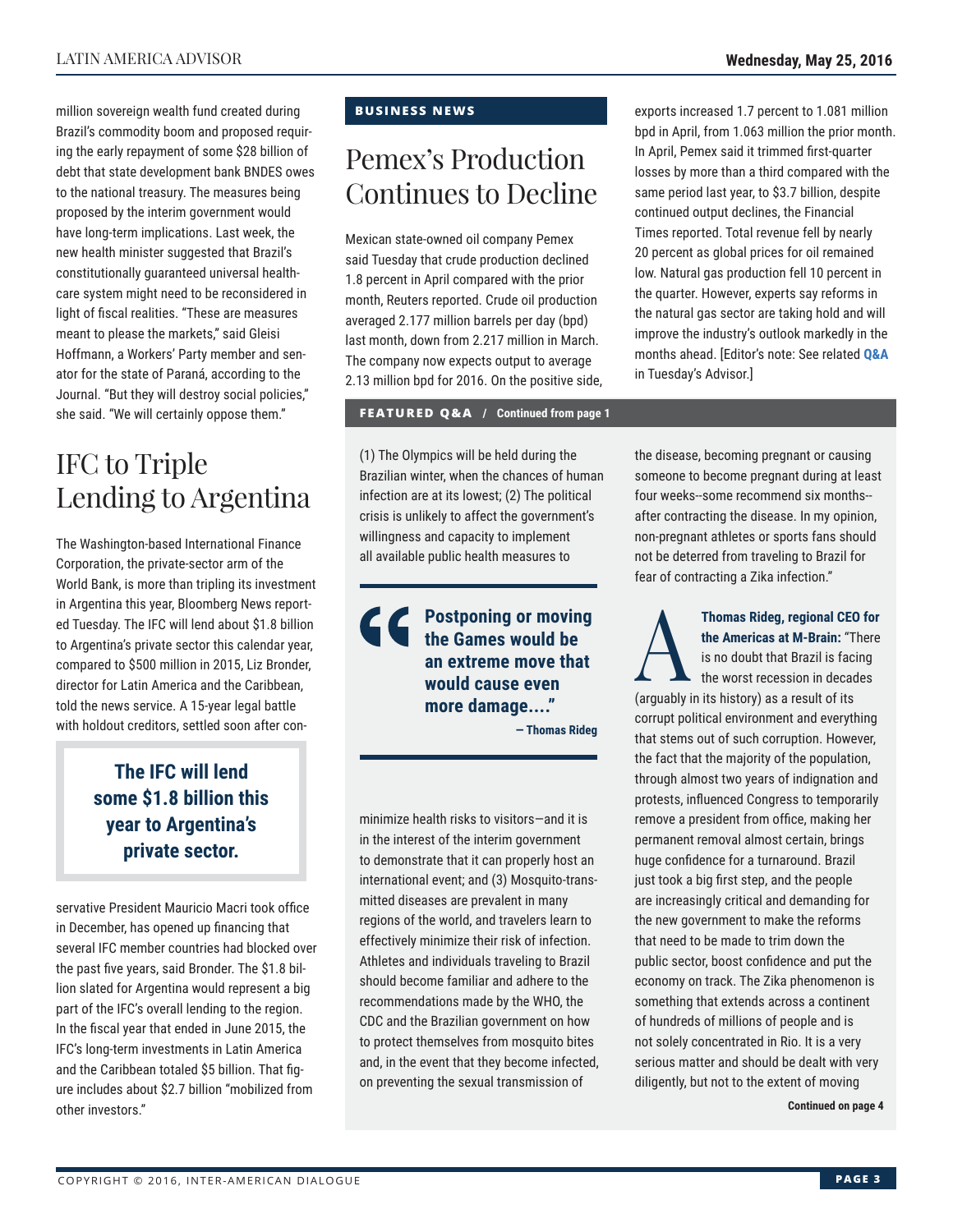million sovereign wealth fund created during Brazil's commodity boom and proposed requiring the early repayment of some $28 billion of debt that state development bank BNDES owes to the national treasury. The measures being proposed by the interim government would have long-term implications. Last week, the new health minister suggested that Brazil's constitutionally guaranteed universal healthcare system might need to be reconsidered in light of fiscal realities. "These are measures meant to please the markets," said Gleisi Hoffmann, a Workers' Party member and senator for the state of Paraná, according to the Journal. "But they will destroy social policies," she said. "We will certainly oppose them."

## IFC to Triple Lending to Argentina

The Washington-based International Finance Corporation, the private-sector arm of the World Bank, is more than tripling its investment in Argentina this year, Bloomberg News reported Tuesday. The IFC will lend about $1.8 billion to Argentina's private sector this calendar year, compared to $500 million in 2015, Liz Bronder, director for Latin America and the Caribbean, told the news service. A 15-year legal battle with holdout creditors, settled soon after conservative President Mauricio Macri took office in December, has opened up financing that several IFC member countries had blocked over the past five years, said Bronder. The $1.8 billion slated for Argentina would represent a big part of the IFC's overall lending to the region. In the fiscal year that ended in June 2015, the IFC's long-term investments in Latin America and the Caribbean totaled $5 billion. That figure includes about $2.7 billion "mobilized from other investors."

> **The IFC will lend some $1.8 billion this year to Argentina's private sector.**

**BUSINESS NEWS**

## Pemex's Production Continues to Decline

Mexican state-owned oil company Pemex said Tuesday that crude production declined 1.8 percent in April compared with the prior month, Reuters reported. Crude oil production averaged 2.177 million barrels per day (bpd) last month, down from 2.217 million in March. The company now expects output to average 2.13 million bpd for 2016. On the positive side, exports increased 1.7 percent to 1.081 million bpd in April, from 1.063 million the prior month. In April, Pemex said it trimmed first-quarter losses by more than a third compared with the same period last year, to $3.7 billion, despite continued output declines, the Financial Times reported. Total revenue fell by nearly 20 percent as global prices for oil remained low. Natural gas production fell 10 percent in the quarter. However, experts say reforms in the natural gas sector are taking hold and will improve the industry's outlook markedly in the months ahead. [Editor's note: See related **Q&A** in Tuesday's Advisor.]

**FEATURED Q&A / Continued from page 1**

(1) The Olympics will be held during the Brazilian winter, when the chances of human infection are at its lowest; (2) The political crisis is unlikely to affect the government's willingness and capacity to implement all available public health measures to minimize health risks to visitors—and it is in the interest of the interim government to demonstrate that it can properly host an international event; and (3) Mosquito-transmitted diseases are prevalent in many regions of the world, and travelers learn to effectively minimize their risk of infection. Athletes and individuals traveling to Brazil should become familiar and adhere to the recommendations made by the WHO, the CDC and the Brazilian government on how to protect themselves from mosquito bites and, in the event that they become infected, on preventing the sexual transmission of the disease, becoming pregnant or causing someone to become pregnant during at least four weeks--some recommend six months--after contracting the disease. In my opinion, non-pregnant athletes or sports fans should not be deterred from traveling to Brazil for fear of contracting a Zika infection."

> **Postponing or moving the Games would be an extreme move that would cause even more damage...."**
>
> **— Thomas Rideg**

**Thomas Rideg, regional CEO for the Americas at M-Brain:** "There is no doubt that Brazil is facing the worst recession in decades (arguably in its history) as a result of its corrupt political environment and everything that stems out of such corruption. However, the fact that the majority of the population, through almost two years of indignation and protests, influenced Congress to temporarily remove a president from office, making her permanent removal almost certain, brings huge confidence for a turnaround. Brazil just took a big first step, and the people are increasingly critical and demanding for the new government to make the reforms that need to be made to trim down the public sector, boost confidence and put the economy on track. The Zika phenomenon is something that extends across a continent of hundreds of millions of people and is not solely concentrated in Rio. It is a very serious matter and should be dealt with very diligently, but not to the extent of moving

**Continued on page 4**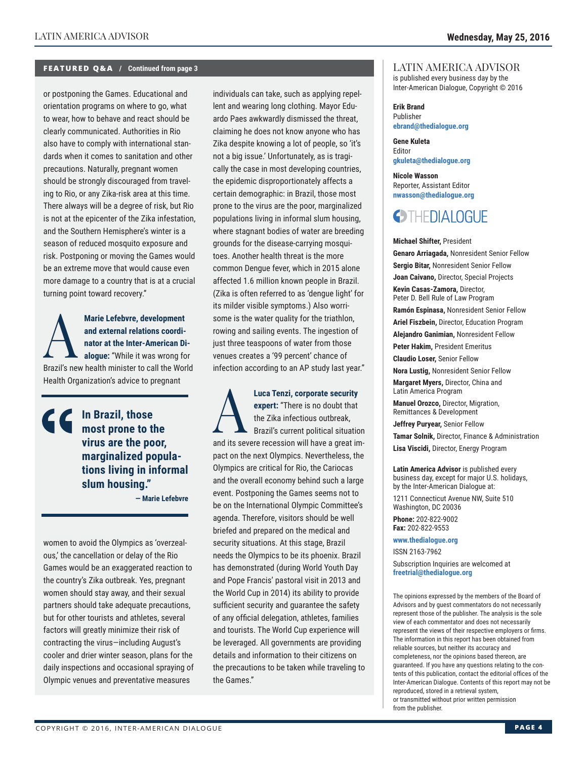**FEATURED Q&A / Continued from page 3**

or postponing the Games. Educational and orientation programs on where to go, what to wear, how to behave and react should be clearly communicated. Authorities in Rio also have to comply with international standards when it comes to sanitation and other precautions. Naturally, pregnant women should be strongly discouraged from traveling to Rio, or any Zika-risk area at this time. There always will be a degree of risk, but Rio is not at the epicenter of the Zika infestation, and the Southern Hemisphere's winter is a season of reduced mosquito exposure and risk. Postponing or moving the Games would be an extreme move that would cause even more damage to a country that is at a crucial turning point toward recovery."

**A** **Marie Lefebvre, development and external relations coordinator at the Inter-American Dialogue:** "While it was wrong for Brazil's new health minister to call the World Health Organization's advice to pregnant women to avoid the Olympics as 'overzealous,' the cancellation or delay of the Rio Games would be an exaggerated reaction to the country's Zika outbreak. Yes, pregnant women should stay away, and their sexual partners should take adequate precautions, but for other tourists and athletes, several factors will greatly minimize their risk of contracting the virus—including August's cooler and drier winter season, plans for the daily inspections and occasional spraying of Olympic venues and preventative measures individuals can take, such as applying repellent and wearing long clothing. Mayor Eduardo Paes awkwardly dismissed the threat, claiming he does not know anyone who has Zika despite knowing a lot of people, so 'it's not a big issue.' Unfortunately, as is tragically the case in most developing countries, the epidemic disproportionately affects a certain demographic: in Brazil, those most prone to the virus are the poor, marginalized populations living in informal slum housing, where stagnant bodies of water are breeding grounds for the disease-carrying mosquitoes. Another health threat is the more common Dengue fever, which in 2015 alone affected 1.6 million known people in Brazil. (Zika is often referred to as 'dengue light' for its milder visible symptoms.) Also worrisome is the water quality for the triathlon, rowing and sailing events. The ingestion of just three teaspoons of water from those venues creates a '99 percent' chance of infection according to an AP study last year."

> **"In Brazil, those most prone to the virus are the poor, marginalized populations living in informal slum housing."**
>
> **— Marie Lefebvre**

**A** **Luca Tenzi, corporate security expert:** "There is no doubt that the Zika infectious outbreak, Brazil's current political situation and its severe recession will have a great impact on the next Olympics. Nevertheless, the Olympics are critical for Rio, the Cariocas and the overall economy behind such a large event. Postponing the Games seems not to be on the International Olympic Committee's agenda. Therefore, visitors should be well briefed and prepared on the medical and security situations. At this stage, Brazil needs the Olympics to be its phoenix. Brazil has demonstrated (during World Youth Day and Pope Francis' pastoral visit in 2013 and the World Cup in 2014) its ability to provide sufficient security and guarantee the safety of any official delegation, athletes, families and tourists. The World Cup experience will be leveraged. All governments are providing details and information to their citizens on the precautions to be taken while traveling to the Games."

---

LATIN AMERICA ADVISOR
is published every business day by the Inter-American Dialogue, Copyright © 2016

**Erik Brand**
Publisher
**ebrand@thedialogue.org**

**Gene Kuleta**
Editor
**gkuleta@thedialogue.org**

**Nicole Wasson**
Reporter, Assistant Editor
**nwasson@thedialogue.org**

THEDIALOGUE

**Michael Shifter,** President
**Genaro Arriagada,** Nonresident Senior Fellow
**Sergio Bitar,** Nonresident Senior Fellow
**Joan Caivano,** Director, Special Projects
**Kevin Casas-Zamora,** Director, Peter D. Bell Rule of Law Program
**Ramón Espinasa,** Nonresident Senior Fellow
**Ariel Fiszbein,** Director, Education Program
**Alejandro Ganimian,** Nonresident Fellow
**Peter Hakim,** President Emeritus
**Claudio Loser,** Senior Fellow
**Nora Lustig,** Nonresident Senior Fellow
**Margaret Myers,** Director, China and Latin America Program
**Manuel Orozco,** Director, Migration, Remittances & Development
**Jeffrey Puryear,** Senior Fellow
**Tamar Solnik,** Director, Finance & Administration
**Lisa Viscidi,** Director, Energy Program

**Latin America Advisor** is published every business day, except for major U.S. holidays, by the Inter-American Dialogue at:
1211 Connecticut Avenue NW, Suite 510
Washington, DC 20036

**Phone:** 202-822-9002
**Fax:** 202-822-9553

**www.thedialogue.org**

ISSN 2163-7962

Subscription Inquiries are welcomed at **freetrial@thedialogue.org**

The opinions expressed by the members of the Board of Advisors and by guest commentators do not necessarily represent those of the publisher. The analysis is the sole view of each commentator and does not necessarily represent the views of their respective employers or firms. The information in this report has been obtained from reliable sources, but neither its accuracy and completeness, nor the opinions based thereon, are guaranteed. If you have any questions relating to the contents of this publication, contact the editorial offices of the Inter-American Dialogue. Contents of this report may not be reproduced, stored in a retrieval system, or transmitted without prior written permission from the publisher.